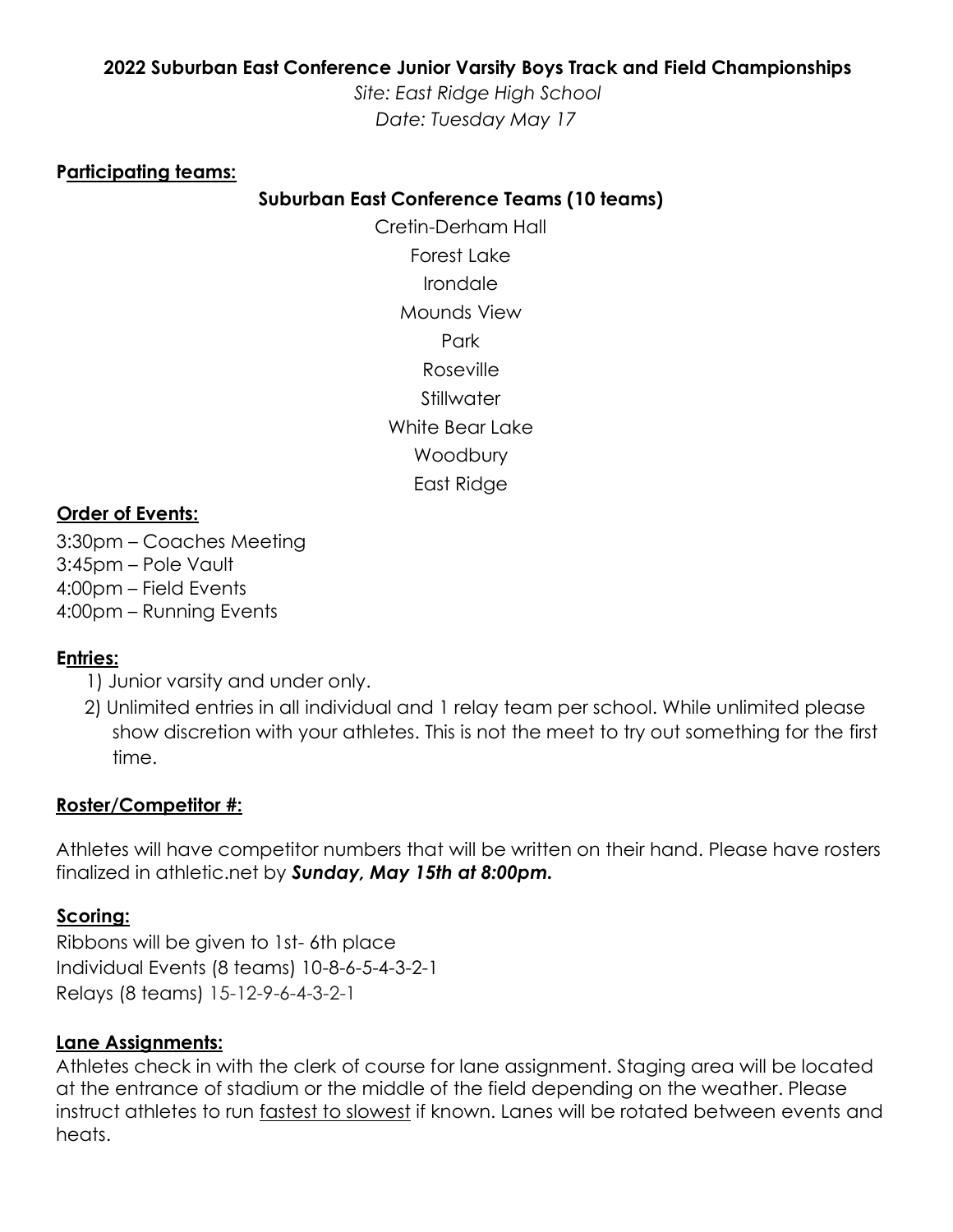# 2022 Suburban East Conference Junior Varsity Boys Track and Field Championships

*Site: East Ridge High School*

*Date: Tuesday May 17*

## Participating teams:

### Suburban East Conference Teams (10 teams)

Cretin-Derham Hall
Forest Lake
Irondale
Mounds View
Park
Roseville
Stillwater
White Bear Lake
Woodbury
East Ridge

## Order of Events:

3:30pm – Coaches Meeting
3:45pm – Pole Vault
4:00pm – Field Events
4:00pm – Running Events

## Entries:

1) Junior varsity and under only.
2) Unlimited entries in all individual and 1 relay team per school. While unlimited please show discretion with your athletes. This is not the meet to try out something for the first time.

## Roster/Competitor #:

Athletes will have competitor numbers that will be written on their hand. Please have rosters finalized in athletic.net by ***Sunday, May 15th at 8:00pm.***

## Scoring:

Ribbons will be given to 1st- 6th place
Individual Events (8 teams) 10-8-6-5-4-3-2-1
Relays (8 teams) 15-12-9-6-4-3-2-1

## Lane Assignments:

Athletes check in with the clerk of course for lane assignment. Staging area will be located at the entrance of stadium or the middle of the field depending on the weather. Please instruct athletes to run fastest to slowest if known. Lanes will be rotated between events and heats.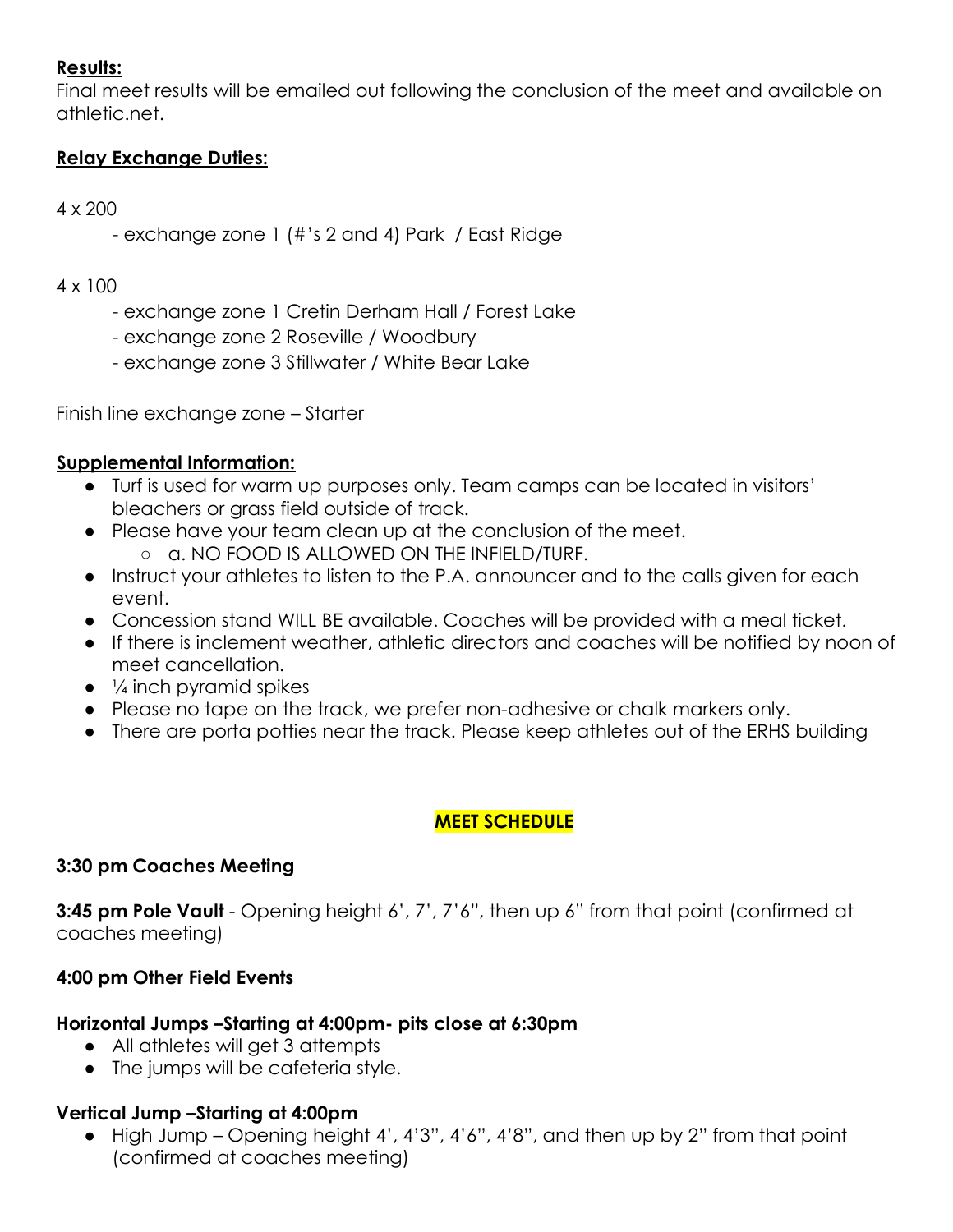**Results:**
Final meet results will be emailed out following the conclusion of the meet and available on athletic.net.

**Relay Exchange Duties:**

4 x 200

- exchange zone 1 (#'s 2 and 4) Park / East Ridge

4 x 100

- exchange zone 1 Cretin Derham Hall / Forest Lake
- exchange zone 2 Roseville / Woodbury
- exchange zone 3 Stillwater / White Bear Lake

Finish line exchange zone – Starter

**Supplemental Information:**

- Turf is used for warm up purposes only. Team camps can be located in visitors' bleachers or grass field outside of track.
- Please have your team clean up at the conclusion of the meet.
  - a. NO FOOD IS ALLOWED ON THE INFIELD/TURF.
- Instruct your athletes to listen to the P.A. announcer and to the calls given for each event.
- Concession stand WILL BE available. Coaches will be provided with a meal ticket.
- If there is inclement weather, athletic directors and coaches will be notified by noon of meet cancellation.
- ¼ inch pyramid spikes
- Please no tape on the track, we prefer non-adhesive or chalk markers only.
- There are porta potties near the track. Please keep athletes out of the ERHS building

**MEET SCHEDULE**

**3:30 pm Coaches Meeting**

**3:45 pm Pole Vault** - Opening height 6', 7', 7'6", then up 6" from that point (confirmed at coaches meeting)

**4:00 pm Other Field Events**

**Horizontal Jumps –Starting at 4:00pm- pits close at 6:30pm**

- All athletes will get 3 attempts
- The jumps will be cafeteria style.

**Vertical Jump –Starting at 4:00pm**

- High Jump – Opening height 4', 4'3", 4'6", 4'8", and then up by 2" from that point (confirmed at coaches meeting)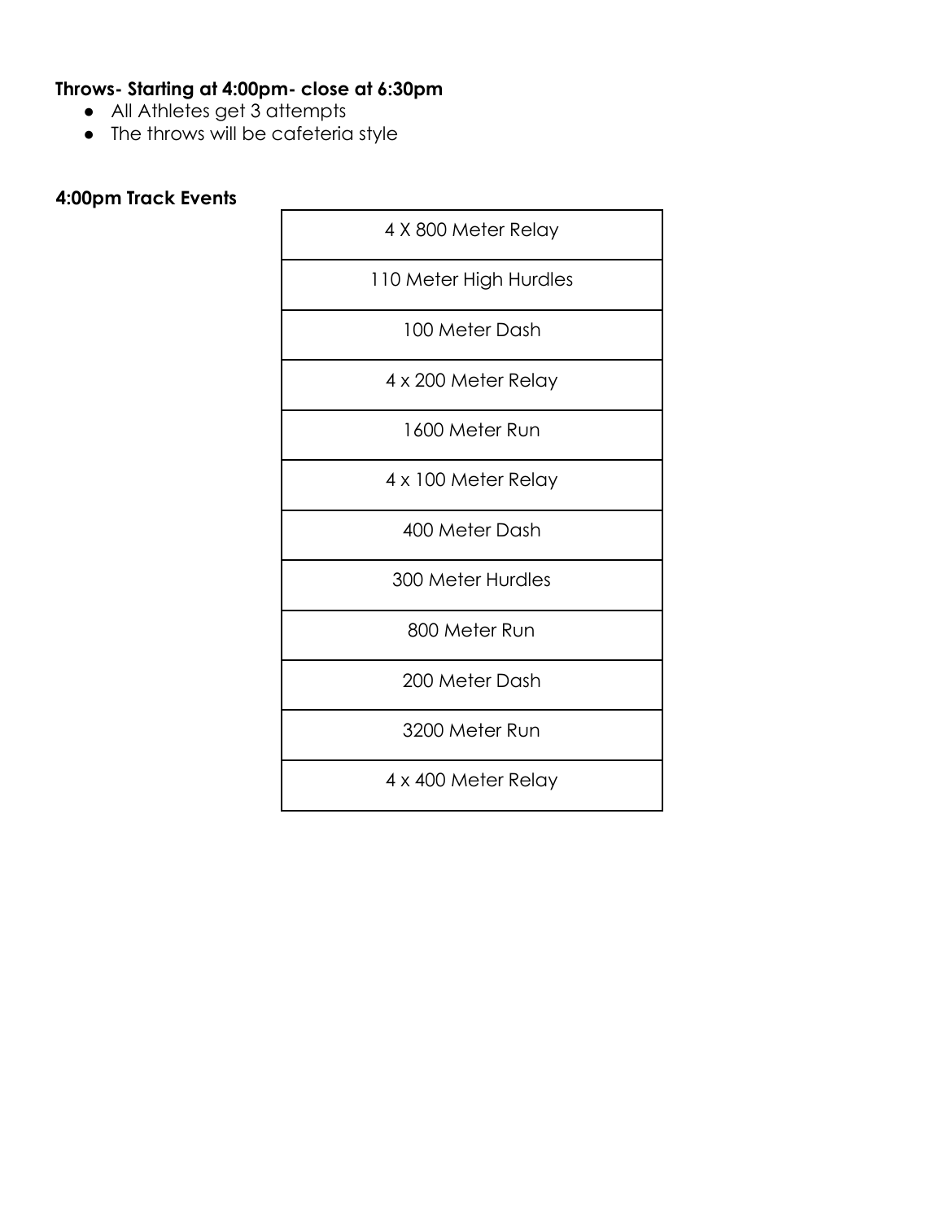**Throws- Starting at 4:00pm- close at 6:30pm**

- All Athletes get 3 attempts
- The throws will be cafeteria style

**4:00pm Track Events**

| |
|---|
| 4 X 800 Meter Relay |
| 110 Meter High Hurdles |
| 100 Meter Dash |
| 4 x 200 Meter Relay |
| 1600 Meter Run |
| 4 x 100 Meter Relay |
| 400 Meter Dash |
| 300 Meter Hurdles |
| 800 Meter Run |
| 200 Meter Dash |
| 3200 Meter Run |
| 4 x 400 Meter Relay |